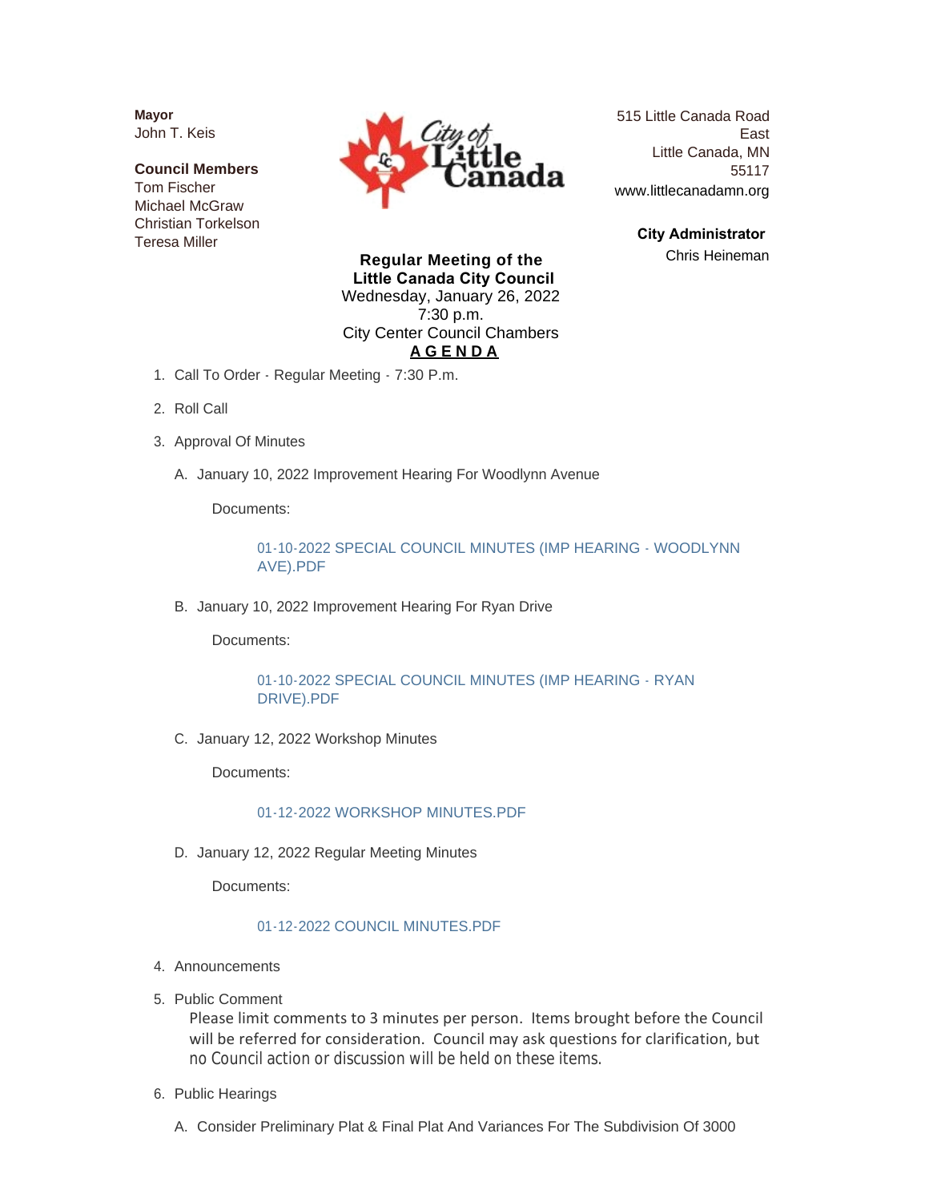**Mayor**
John T. Keis

**Council Members**
Tom Fischer
Michael McGraw
Christian Torkelson
Teresa Miller

515 Little Canada Road East
Little Canada, MN 55117
www.littlecanadamn.org

**City Administrator**
Chris Heineman

**Regular Meeting of the Little Canada City Council**
Wednesday, January 26, 2022
7:30 p.m.
City Center Council Chambers

**A G E N D A**

1. Call To Order - Regular Meeting - 7:30 P.m.

2. Roll Call

3. Approval Of Minutes

   A. January 10, 2022 Improvement Hearing For Woodlynn Avenue

      Documents:

      01-10-2022 SPECIAL COUNCIL MINUTES (IMP HEARING - WOODLYNN AVE).PDF

   B. January 10, 2022 Improvement Hearing For Ryan Drive

      Documents:

      01-10-2022 SPECIAL COUNCIL MINUTES (IMP HEARING - RYAN DRIVE).PDF

   C. January 12, 2022 Workshop Minutes

      Documents:

      01-12-2022 WORKSHOP MINUTES.PDF

   D. January 12, 2022 Regular Meeting Minutes

      Documents:

      01-12-2022 COUNCIL MINUTES.PDF

4. Announcements

5. Public Comment

   Please limit comments to 3 minutes per person. Items brought before the Council will be referred for consideration. Council may ask questions for clarification, but no Council action or discussion will be held on these items.

6. Public Hearings

   A. Consider Preliminary Plat & Final Plat And Variances For The Subdivision Of 3000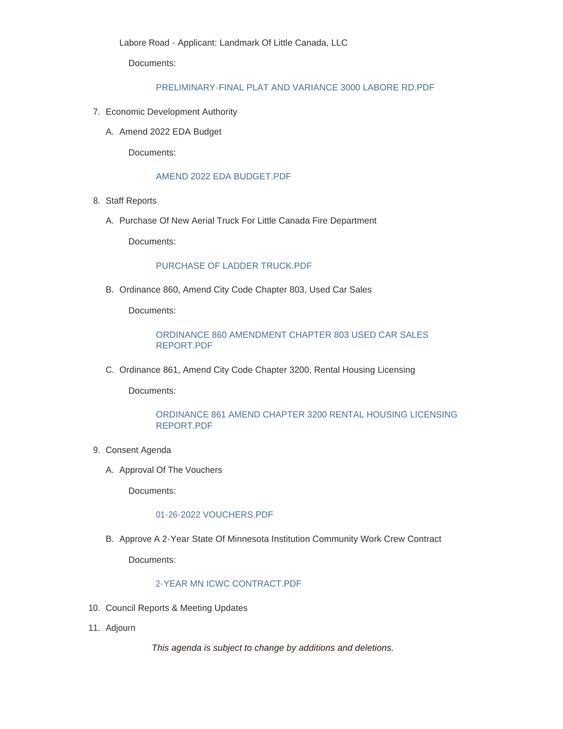Labore Road - Applicant: Landmark Of Little Canada, LLC

Documents:

PRELIMINARY-FINAL PLAT AND VARIANCE 3000 LABORE RD.PDF

7. Economic Development Authority

   A. Amend 2022 EDA Budget

      Documents:

      AMEND 2022 EDA BUDGET.PDF

8. Staff Reports

   A. Purchase Of New Aerial Truck For Little Canada Fire Department

      Documents:

      PURCHASE OF LADDER TRUCK.PDF

   B. Ordinance 860, Amend City Code Chapter 803, Used Car Sales

      Documents:

      ORDINANCE 860 AMENDMENT CHAPTER 803 USED CAR SALES REPORT.PDF

   C. Ordinance 861, Amend City Code Chapter 3200, Rental Housing Licensing

      Documents:

      ORDINANCE 861 AMEND CHAPTER 3200 RENTAL HOUSING LICENSING REPORT.PDF

9. Consent Agenda

   A. Approval Of The Vouchers

      Documents:

      01-26-2022 VOUCHERS.PDF

   B. Approve A 2-Year State Of Minnesota Institution Community Work Crew Contract

      Documents:

      2-YEAR MN ICWC CONTRACT.PDF

10. Council Reports & Meeting Updates

11. Adjourn

*This agenda is subject to change by additions and deletions.*